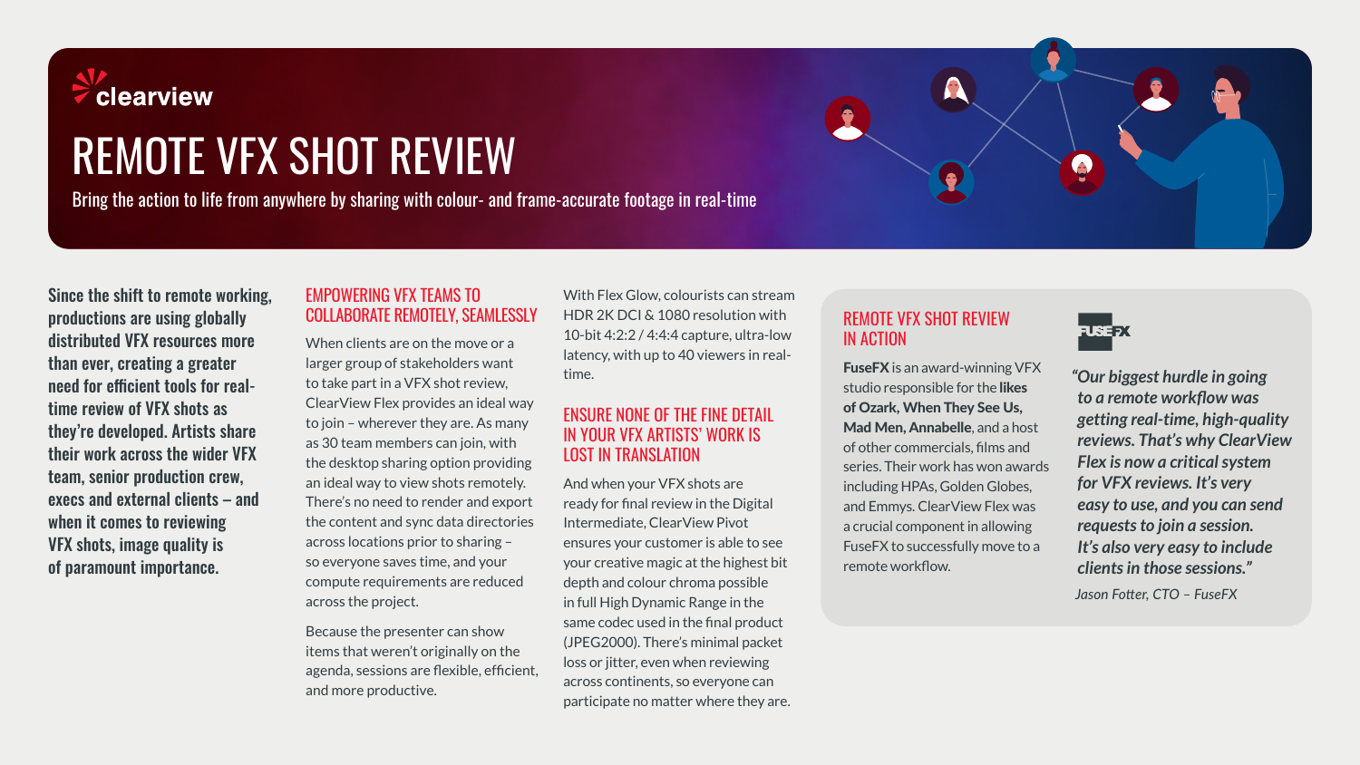clearview

# REMOTE VFX SHOT REVIEW

Bring the action to life from anywhere by sharing with colour- and frame-accurate footage in real-time

**Since the shift to remote working, productions are using globally distributed VFX resources more than ever, creating a greater need for efficient tools for real-time review of VFX shots as they're developed. Artists share their work across the wider VFX team, senior production crew, execs and external clients – and when it comes to reviewing VFX shots, image quality is of paramount importance.**

## EMPOWERING VFX TEAMS TO COLLABORATE REMOTELY, SEAMLESSLY

When clients are on the move or a larger group of stakeholders want to take part in a VFX shot review, ClearView Flex provides an ideal way to join – wherever they are. As many as 30 team members can join, with the desktop sharing option providing an ideal way to view shots remotely. There's no need to render and export the content and sync data directories across locations prior to sharing – so everyone saves time, and your compute requirements are reduced across the project.

Because the presenter can show items that weren't originally on the agenda, sessions are flexible, efficient, and more productive.

With Flex Glow, colourists can stream HDR 2K DCI & 1080 resolution with 10-bit 4:2:2 / 4:4:4 capture, ultra-low latency, with up to 40 viewers in real-time.

## ENSURE NONE OF THE FINE DETAIL IN YOUR VFX ARTISTS' WORK IS LOST IN TRANSLATION

And when your VFX shots are ready for final review in the Digital Intermediate, ClearView Pivot ensures your customer is able to see your creative magic at the highest bit depth and colour chroma possible in full High Dynamic Range in the same codec used in the final product (JPEG2000). There's minimal packet loss or jitter, even when reviewing across continents, so everyone can participate no matter where they are.

## REMOTE VFX SHOT REVIEW IN ACTION

FUSEFX

**FuseFX** is an award-winning VFX studio responsible for the **likes of Ozark, When They See Us, Mad Men, Annabelle**, and a host of other commercials, films and series. Their work has won awards including HPAs, Golden Globes, and Emmys. ClearView Flex was a crucial component in allowing FuseFX to successfully move to a remote workflow.

***"Our biggest hurdle in going to a remote workflow was getting real-time, high-quality reviews. That's why ClearView Flex is now a critical system for VFX reviews. It's very easy to use, and you can send requests to join a session. It's also very easy to include clients in those sessions."***

*Jason Fotter, CTO – FuseFX*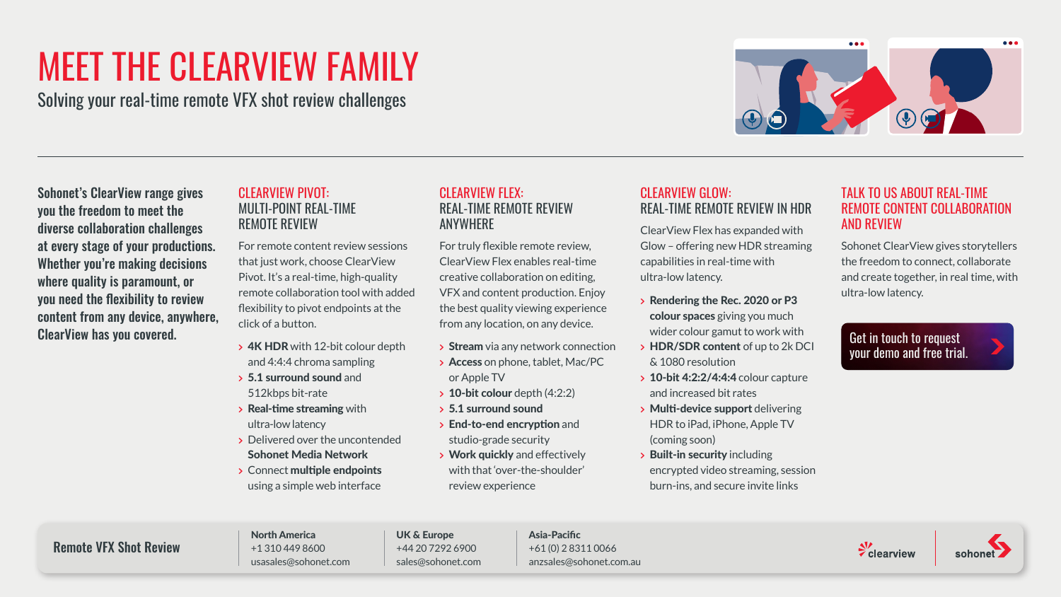# MEET THE CLEARVIEW FAMILY

Solving your real-time remote VFX shot review challenges

**Sohonet's ClearView range gives you the freedom to meet the diverse collaboration challenges at every stage of your productions. Whether you're making decisions where quality is paramount, or you need the flexibility to review content from any device, anywhere, ClearView has you covered.**

## CLEARVIEW PIVOT: MULTI-POINT REAL-TIME REMOTE REVIEW

For remote content review sessions that just work, choose ClearView Pivot. It's a real-time, high-quality remote collaboration tool with added flexibility to pivot endpoints at the click of a button.

- **4K HDR** with 12-bit colour depth and 4:4:4 chroma sampling
- **5.1 surround sound** and 512kbps bit-rate
- **Real-time streaming** with ultra-low latency
- Delivered over the uncontended **Sohonet Media Network**
- Connect **multiple endpoints** using a simple web interface

## CLEARVIEW FLEX: REAL-TIME REMOTE REVIEW ANYWHERE

For truly flexible remote review, ClearView Flex enables real-time creative collaboration on editing, VFX and content production. Enjoy the best quality viewing experience from any location, on any device.

- **Stream** via any network connection
- **Access** on phone, tablet, Mac/PC or Apple TV
- **10-bit colour** depth (4:2:2)
- **5.1 surround sound**
- **End-to-end encryption** and studio-grade security
- **Work quickly** and effectively with that 'over-the-shoulder' review experience

## CLEARVIEW GLOW: REAL-TIME REMOTE REVIEW IN HDR

ClearView Flex has expanded with Glow – offering new HDR streaming capabilities in real-time with ultra-low latency.

- **Rendering the Rec. 2020 or P3 colour spaces** giving you much wider colour gamut to work with
- **HDR/SDR content** of up to 2k DCI & 1080 resolution
- **10-bit 4:2:2/4:4:4** colour capture and increased bit rates
- **Multi-device support** delivering HDR to iPad, iPhone, Apple TV (coming soon)
- **Built-in security** including encrypted video streaming, session burn-ins, and secure invite links

## TALK TO US ABOUT REAL-TIME REMOTE CONTENT COLLABORATION AND REVIEW

Sohonet ClearView gives storytellers the freedom to connect, collaborate and create together, in real time, with ultra-low latency.

Get in touch to request your demo and free trial.

---

Remote VFX Shot Review

**North America**
+1 310 449 8600
usasales@sohonet.com

**UK & Europe**
+44 20 7292 6900
sales@sohonet.com

**Asia-Pacific**
+61 (0) 2 8311 0066
anzsales@sohonet.com.au

clearview | sohonet